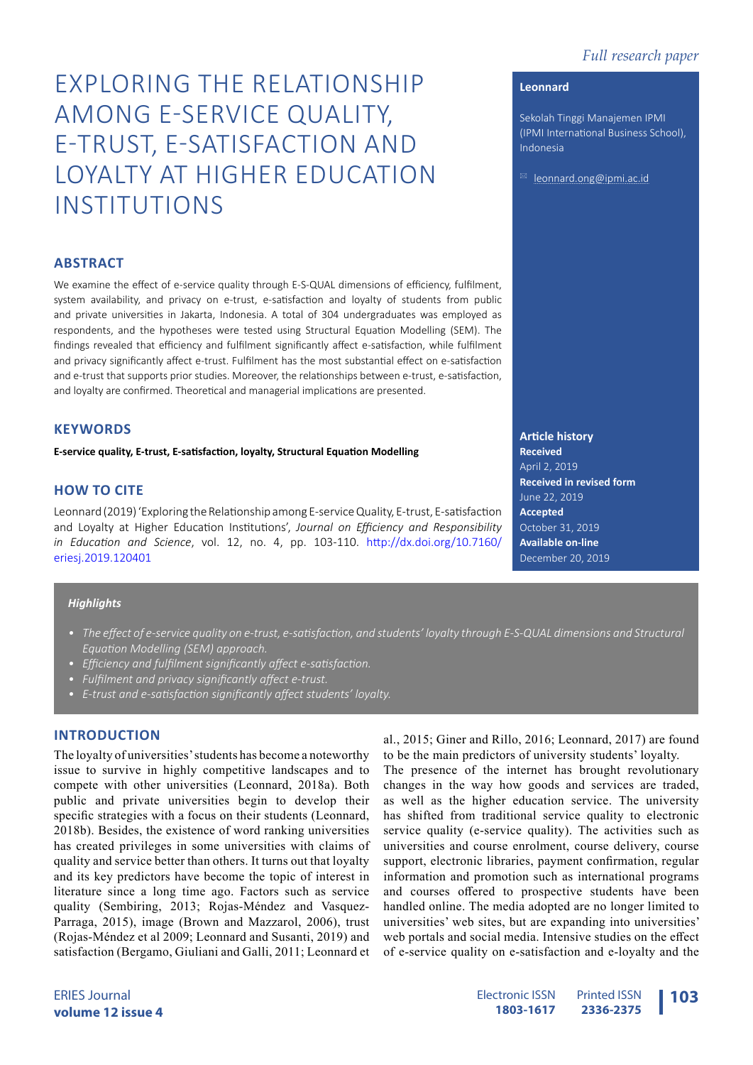*Full research paper*

# EXPLORING THE RELATIONSHIP AMONG E-SERVICE QUALITY, E-TRUST, E-SATISFACTION AND LOYALTY AT HIGHER EDUCATION INSTITUTIONS

**Leonnard**

Sekolah Tinggi Manajemen IPMI (IPMI International Business School), Indonesia

leonnard.ong@ipmi.ac.id

## ABSTRACT

We examine the effect of e-service quality through E-S-QUAL dimensions of efficiency, fulfilment, system availability, and privacy on e-trust, e-satisfaction and loyalty of students from public and private universities in Jakarta, Indonesia. A total of 304 undergraduates was employed as respondents, and the hypotheses were tested using Structural Equation Modelling (SEM). The findings revealed that efficiency and fulfilment significantly affect e-satisfaction, while fulfilment and privacy significantly affect e-trust. Fulfilment has the most substantial effect on e-satisfaction and e-trust that supports prior studies. Moreover, the relationships between e-trust, e-satisfaction, and loyalty are confirmed. Theoretical and managerial implications are presented.

## KEYWORDS

**E-service quality, E-trust, E-satisfaction, loyalty, Structural Equation Modelling**

## HOW TO CITE

Leonnard (2019) 'Exploring the Relationship among E-service Quality, E-trust, E-satisfaction and Loyalty at Higher Education Institutions', *Journal on Efficiency and Responsibility in Education and Science*, vol. 12, no. 4, pp. 103-110. http://dx.doi.org/10.7160/eriesj.2019.120401

**Article history**
**Received**
April 2, 2019
**Received in revised form**
June 22, 2019
**Accepted**
October 31, 2019
**Available on-line**
December 20, 2019

***Highlights***

- *The effect of e-service quality on e-trust, e-satisfaction, and students' loyalty through E-S-QUAL dimensions and Structural Equation Modelling (SEM) approach.*
- *Efficiency and fulfilment significantly affect e-satisfaction.*
- *Fulfilment and privacy significantly affect e-trust.*
- *E-trust and e-satisfaction significantly affect students' loyalty.*

## INTRODUCTION

The loyalty of universities' students has become a noteworthy issue to survive in highly competitive landscapes and to compete with other universities (Leonnard, 2018a). Both public and private universities begin to develop their specific strategies with a focus on their students (Leonnard, 2018b). Besides, the existence of word ranking universities has created privileges in some universities with claims of quality and service better than others. It turns out that loyalty and its key predictors have become the topic of interest in literature since a long time ago. Factors such as service quality (Sembiring, 2013; Rojas-Méndez and Vasquez-Parraga, 2015), image (Brown and Mazzarol, 2006), trust (Rojas-Méndez et al 2009; Leonnard and Susanti, 2019) and satisfaction (Bergamo, Giuliani and Galli, 2011; Leonnard et al., 2015; Giner and Rillo, 2016; Leonnard, 2017) are found to be the main predictors of university students' loyalty.

The presence of the internet has brought revolutionary changes in the way how goods and services are traded, as well as the higher education service. The university has shifted from traditional service quality to electronic service quality (e-service quality). The activities such as universities and course enrolment, course delivery, course support, electronic libraries, payment confirmation, regular information and promotion such as international programs and courses offered to prospective students have been handled online. The media adopted are no longer limited to universities' web sites, but are expanding into universities' web portals and social media. Intensive studies on the effect of e-service quality on e-satisfaction and e-loyalty and the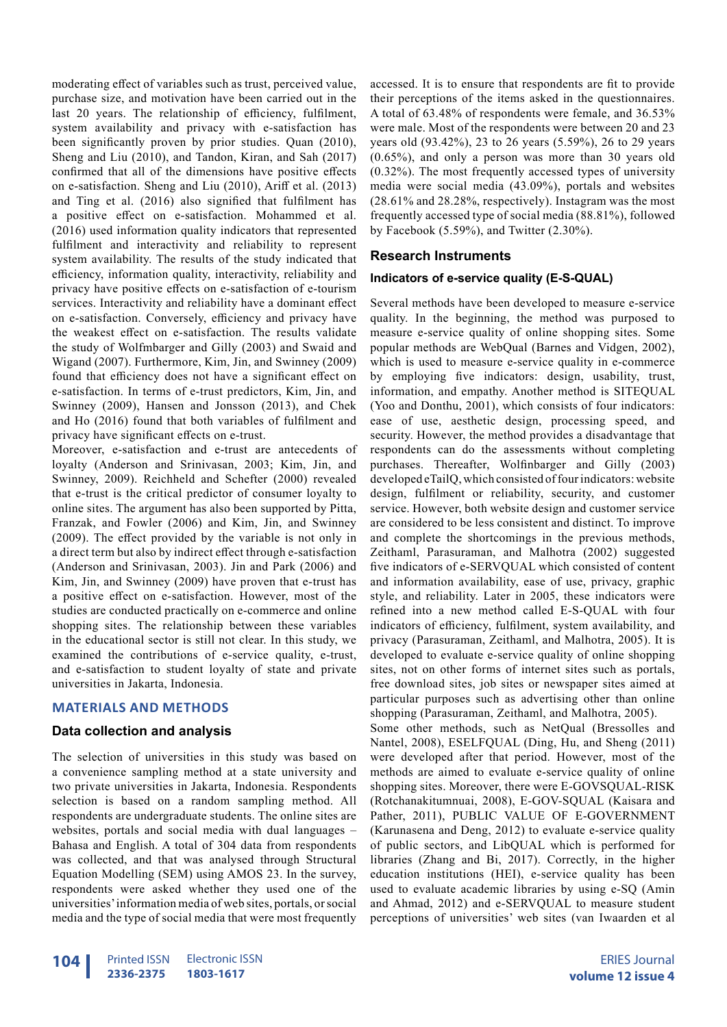moderating effect of variables such as trust, perceived value, purchase size, and motivation have been carried out in the last 20 years. The relationship of efficiency, fulfilment, system availability and privacy with e-satisfaction has been significantly proven by prior studies. Quan (2010), Sheng and Liu (2010), and Tandon, Kiran, and Sah (2017) confirmed that all of the dimensions have positive effects on e-satisfaction. Sheng and Liu (2010), Ariff et al. (2013) and Ting et al. (2016) also signified that fulfilment has a positive effect on e-satisfaction. Mohammed et al. (2016) used information quality indicators that represented fulfilment and interactivity and reliability to represent system availability. The results of the study indicated that efficiency, information quality, interactivity, reliability and privacy have positive effects on e-satisfaction of e-tourism services. Interactivity and reliability have a dominant effect on e-satisfaction. Conversely, efficiency and privacy have the weakest effect on e-satisfaction. The results validate the study of Wolfmbarger and Gilly (2003) and Swaid and Wigand (2007). Furthermore, Kim, Jin, and Swinney (2009) found that efficiency does not have a significant effect on e-satisfaction. In terms of e-trust predictors, Kim, Jin, and Swinney (2009), Hansen and Jonsson (2013), and Chek and Ho (2016) found that both variables of fulfilment and privacy have significant effects on e-trust.

Moreover, e-satisfaction and e-trust are antecedents of loyalty (Anderson and Srinivasan, 2003; Kim, Jin, and Swinney, 2009). Reichheld and Schefter (2000) revealed that e-trust is the critical predictor of consumer loyalty to online sites. The argument has also been supported by Pitta, Franzak, and Fowler (2006) and Kim, Jin, and Swinney (2009). The effect provided by the variable is not only in a direct term but also by indirect effect through e-satisfaction (Anderson and Srinivasan, 2003). Jin and Park (2006) and Kim, Jin, and Swinney (2009) have proven that e-trust has a positive effect on e-satisfaction. However, most of the studies are conducted practically on e-commerce and online shopping sites. The relationship between these variables in the educational sector is still not clear. In this study, we examined the contributions of e-service quality, e-trust, and e-satisfaction to student loyalty of state and private universities in Jakarta, Indonesia.

## MATERIALS AND METHODS

### Data collection and analysis

The selection of universities in this study was based on a convenience sampling method at a state university and two private universities in Jakarta, Indonesia. Respondents selection is based on a random sampling method. All respondents are undergraduate students. The online sites are websites, portals and social media with dual languages – Bahasa and English. A total of 304 data from respondents was collected, and that was analysed through Structural Equation Modelling (SEM) using AMOS 23. In the survey, respondents were asked whether they used one of the universities' information media of web sites, portals, or social media and the type of social media that were most frequently accessed. It is to ensure that respondents are fit to provide their perceptions of the items asked in the questionnaires. A total of 63.48% of respondents were female, and 36.53% were male. Most of the respondents were between 20 and 23 years old (93.42%), 23 to 26 years (5.59%), 26 to 29 years (0.65%), and only a person was more than 30 years old (0.32%). The most frequently accessed types of university media were social media (43.09%), portals and websites (28.61% and 28.28%, respectively). Instagram was the most frequently accessed type of social media (88.81%), followed by Facebook (5.59%), and Twitter (2.30%).

### Research Instruments

#### Indicators of e-service quality (E-S-QUAL)

Several methods have been developed to measure e-service quality. In the beginning, the method was purposed to measure e-service quality of online shopping sites. Some popular methods are WebQual (Barnes and Vidgen, 2002), which is used to measure e-service quality in e-commerce by employing five indicators: design, usability, trust, information, and empathy. Another method is SITEQUAL (Yoo and Donthu, 2001), which consists of four indicators: ease of use, aesthetic design, processing speed, and security. However, the method provides a disadvantage that respondents can do the assessments without completing purchases. Thereafter, Wolfinbarger and Gilly (2003) developed eTailQ, which consisted of four indicators: website design, fulfilment or reliability, security, and customer service. However, both website design and customer service are considered to be less consistent and distinct. To improve and complete the shortcomings in the previous methods, Zeithaml, Parasuraman, and Malhotra (2002) suggested five indicators of e-SERVQUAL which consisted of content and information availability, ease of use, privacy, graphic style, and reliability. Later in 2005, these indicators were refined into a new method called E-S-QUAL with four indicators of efficiency, fulfilment, system availability, and privacy (Parasuraman, Zeithaml, and Malhotra, 2005). It is developed to evaluate e-service quality of online shopping sites, not on other forms of internet sites such as portals, free download sites, job sites or newspaper sites aimed at particular purposes such as advertising other than online shopping (Parasuraman, Zeithaml, and Malhotra, 2005).

Some other methods, such as NetQual (Bressolles and Nantel, 2008), ESELFQUAL (Ding, Hu, and Sheng (2011) were developed after that period. However, most of the methods are aimed to evaluate e-service quality of online shopping sites. Moreover, there were E-GOVSQUAL-RISK (Rotchanakitumnuai, 2008), E-GOV-SQUAL (Kaisara and Pather, 2011), PUBLIC VALUE OF E-GOVERNMENT (Karunasena and Deng, 2012) to evaluate e-service quality of public sectors, and LibQUAL which is performed for libraries (Zhang and Bi, 2017). Correctly, in the higher education institutions (HEI), e-service quality has been used to evaluate academic libraries by using e-SQ (Amin and Ahmad, 2012) and e-SERVQUAL to measure student perceptions of universities' web sites (van Iwaarden et al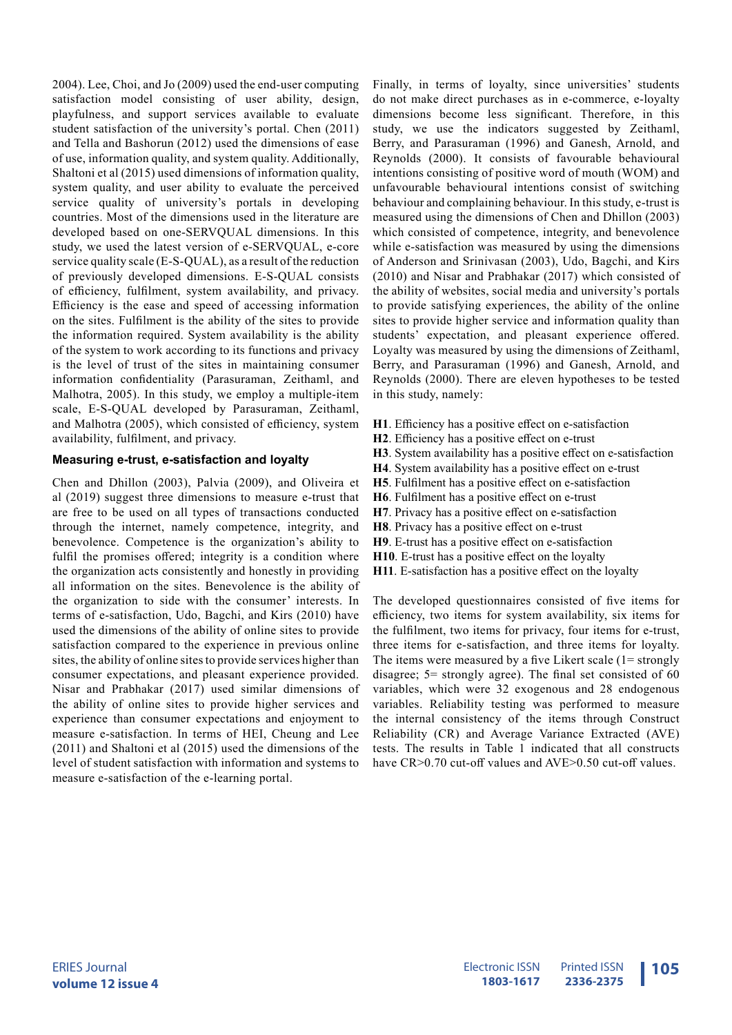2004). Lee, Choi, and Jo (2009) used the end-user computing satisfaction model consisting of user ability, design, playfulness, and support services available to evaluate student satisfaction of the university's portal. Chen (2011) and Tella and Bashorun (2012) used the dimensions of ease of use, information quality, and system quality. Additionally, Shaltoni et al (2015) used dimensions of information quality, system quality, and user ability to evaluate the perceived service quality of university's portals in developing countries. Most of the dimensions used in the literature are developed based on one-SERVQUAL dimensions. In this study, we used the latest version of e-SERVQUAL, e-core service quality scale (E-S-QUAL), as a result of the reduction of previously developed dimensions. E-S-QUAL consists of efficiency, fulfilment, system availability, and privacy. Efficiency is the ease and speed of accessing information on the sites. Fulfilment is the ability of the sites to provide the information required. System availability is the ability of the system to work according to its functions and privacy is the level of trust of the sites in maintaining consumer information confidentiality (Parasuraman, Zeithaml, and Malhotra, 2005). In this study, we employ a multiple-item scale, E-S-QUAL developed by Parasuraman, Zeithaml, and Malhotra (2005), which consisted of efficiency, system availability, fulfilment, and privacy.

### Measuring e-trust, e-satisfaction and loyalty

Chen and Dhillon (2003), Palvia (2009), and Oliveira et al (2019) suggest three dimensions to measure e-trust that are free to be used on all types of transactions conducted through the internet, namely competence, integrity, and benevolence. Competence is the organization's ability to fulfil the promises offered; integrity is a condition where the organization acts consistently and honestly in providing all information on the sites. Benevolence is the ability of the organization to side with the consumer' interests. In terms of e-satisfaction, Udo, Bagchi, and Kirs (2010) have used the dimensions of the ability of online sites to provide satisfaction compared to the experience in previous online sites, the ability of online sites to provide services higher than consumer expectations, and pleasant experience provided. Nisar and Prabhakar (2017) used similar dimensions of the ability of online sites to provide higher services and experience than consumer expectations and enjoyment to measure e-satisfaction. In terms of HEI, Cheung and Lee (2011) and Shaltoni et al (2015) used the dimensions of the level of student satisfaction with information and systems to measure e-satisfaction of the e-learning portal.

Finally, in terms of loyalty, since universities' students do not make direct purchases as in e-commerce, e-loyalty dimensions become less significant. Therefore, in this study, we use the indicators suggested by Zeithaml, Berry, and Parasuraman (1996) and Ganesh, Arnold, and Reynolds (2000). It consists of favourable behavioural intentions consisting of positive word of mouth (WOM) and unfavourable behavioural intentions consist of switching behaviour and complaining behaviour. In this study, e-trust is measured using the dimensions of Chen and Dhillon (2003) which consisted of competence, integrity, and benevolence while e-satisfaction was measured by using the dimensions of Anderson and Srinivasan (2003), Udo, Bagchi, and Kirs (2010) and Nisar and Prabhakar (2017) which consisted of the ability of websites, social media and university's portals to provide satisfying experiences, the ability of the online sites to provide higher service and information quality than students' expectation, and pleasant experience offered. Loyalty was measured by using the dimensions of Zeithaml, Berry, and Parasuraman (1996) and Ganesh, Arnold, and Reynolds (2000). There are eleven hypotheses to be tested in this study, namely:

**H1**. Efficiency has a positive effect on e-satisfaction  
**H2**. Efficiency has a positive effect on e-trust  
**H3**. System availability has a positive effect on e-satisfaction  
**H4**. System availability has a positive effect on e-trust  
**H5**. Fulfilment has a positive effect on e-satisfaction  
**H6**. Fulfilment has a positive effect on e-trust  
**H7**. Privacy has a positive effect on e-satisfaction  
**H8**. Privacy has a positive effect on e-trust  
**H9**. E-trust has a positive effect on e-satisfaction  
**H10**. E-trust has a positive effect on the loyalty  
**H11**. E-satisfaction has a positive effect on the loyalty

The developed questionnaires consisted of five items for efficiency, two items for system availability, six items for the fulfilment, two items for privacy, four items for e-trust, three items for e-satisfaction, and three items for loyalty. The items were measured by a five Likert scale (1= strongly disagree; 5= strongly agree). The final set consisted of 60 variables, which were 32 exogenous and 28 endogenous variables. Reliability testing was performed to measure the internal consistency of the items through Construct Reliability (CR) and Average Variance Extracted (AVE) tests. The results in Table 1 indicated that all constructs have CR>0.70 cut-off values and AVE>0.50 cut-off values.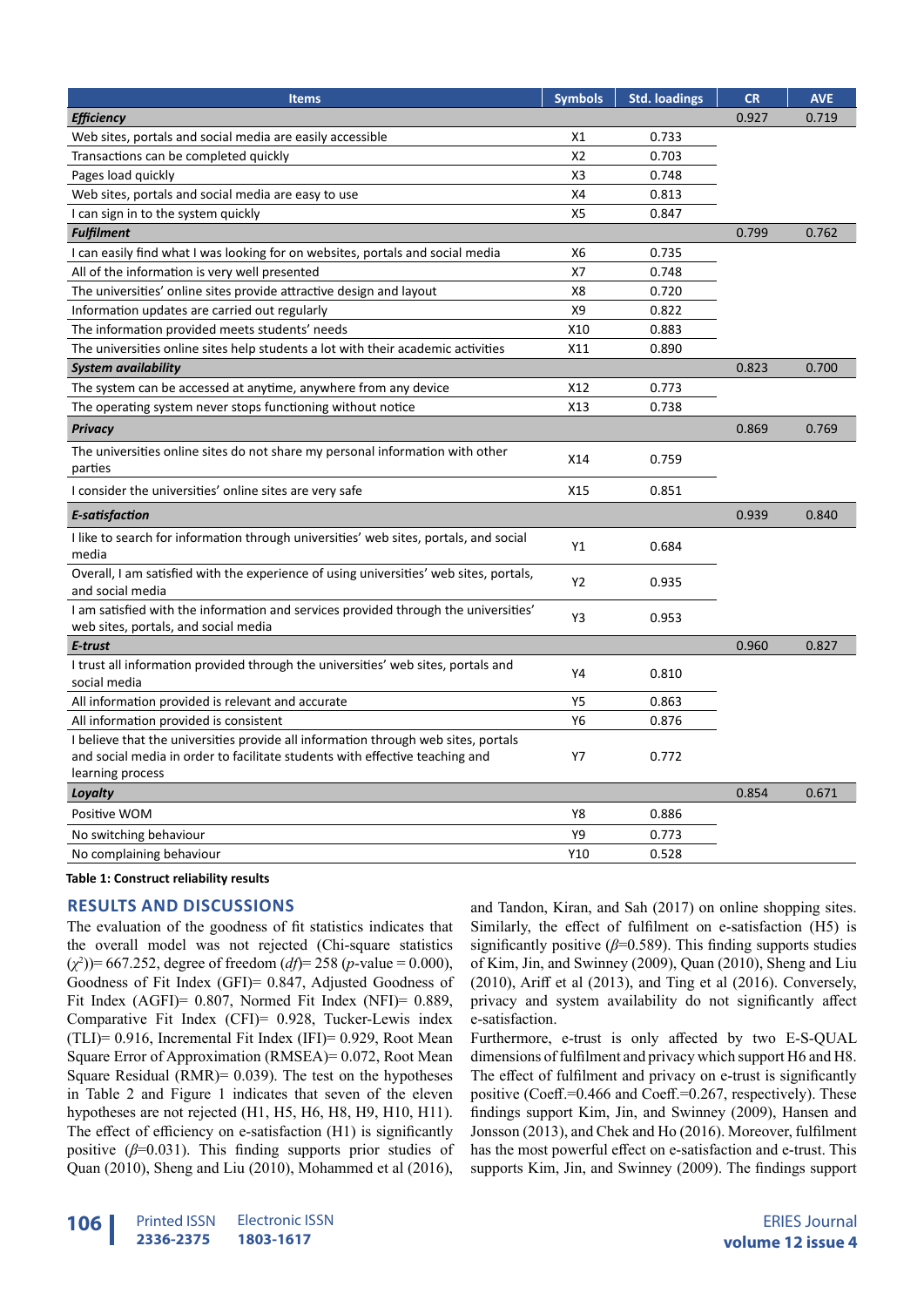| Items | Symbols | Std. loadings | CR | AVE |
|---|---|---|---|---|
| ***Efficiency*** | | | 0.927 | 0.719 |
| Web sites, portals and social media are easily accessible | X1 | 0.733 | | |
| Transactions can be completed quickly | X2 | 0.703 | | |
| Pages load quickly | X3 | 0.748 | | |
| Web sites, portals and social media are easy to use | X4 | 0.813 | | |
| I can sign in to the system quickly | X5 | 0.847 | | |
| ***Fulfilment*** | | | 0.799 | 0.762 |
| I can easily find what I was looking for on websites, portals and social media | X6 | 0.735 | | |
| All of the information is very well presented | X7 | 0.748 | | |
| The universities' online sites provide attractive design and layout | X8 | 0.720 | | |
| Information updates are carried out regularly | X9 | 0.822 | | |
| The information provided meets students' needs | X10 | 0.883 | | |
| The universities online sites help students a lot with their academic activities | X11 | 0.890 | | |
| ***System availability*** | | | 0.823 | 0.700 |
| The system can be accessed at anytime, anywhere from any device | X12 | 0.773 | | |
| The operating system never stops functioning without notice | X13 | 0.738 | | |
| ***Privacy*** | | | 0.869 | 0.769 |
| The universities online sites do not share my personal information with other parties | X14 | 0.759 | | |
| I consider the universities' online sites are very safe | X15 | 0.851 | | |
| ***E-satisfaction*** | | | 0.939 | 0.840 |
| I like to search for information through universities' web sites, portals, and social media | Y1 | 0.684 | | |
| Overall, I am satisfied with the experience of using universities' web sites, portals, and social media | Y2 | 0.935 | | |
| I am satisfied with the information and services provided through the universities' web sites, portals, and social media | Y3 | 0.953 | | |
| ***E-trust*** | | | 0.960 | 0.827 |
| I trust all information provided through the universities' web sites, portals and social media | Y4 | 0.810 | | |
| All information provided is relevant and accurate | Y5 | 0.863 | | |
| All information provided is consistent | Y6 | 0.876 | | |
| I believe that the universities provide all information through web sites, portals and social media in order to facilitate students with effective teaching and learning process | Y7 | 0.772 | | |
| ***Loyalty*** | | | 0.854 | 0.671 |
| Positive WOM | Y8 | 0.886 | | |
| No switching behaviour | Y9 | 0.773 | | |
| No complaining behaviour | Y10 | 0.528 | | |

**Table 1: Construct reliability results**

## RESULTS AND DISCUSSIONS

The evaluation of the goodness of fit statistics indicates that the overall model was not rejected (Chi-square statistics ($\chi^2$))= 667.252, degree of freedom ($df$)= 258 ($p$-value = 0.000), Goodness of Fit Index (GFI)= 0.847, Adjusted Goodness of Fit Index (AGFI)= 0.807, Normed Fit Index (NFI)= 0.889, Comparative Fit Index (CFI)= 0.928, Tucker-Lewis index (TLI)= 0.916, Incremental Fit Index (IFI)= 0.929, Root Mean Square Error of Approximation (RMSEA)= 0.072, Root Mean Square Residual (RMR)= 0.039). The test on the hypotheses in Table 2 and Figure 1 indicates that seven of the eleven hypotheses are not rejected (H1, H5, H6, H8, H9, H10, H11). The effect of efficiency on e-satisfaction (H1) is significantly positive ($\beta$=0.031). This finding supports prior studies of Quan (2010), Sheng and Liu (2010), Mohammed et al (2016), and Tandon, Kiran, and Sah (2017) on online shopping sites. Similarly, the effect of fulfilment on e-satisfaction (H5) is significantly positive ($\beta$=0.589). This finding supports studies of Kim, Jin, and Swinney (2009), Quan (2010), Sheng and Liu (2010), Ariff et al (2013), and Ting et al (2016). Conversely, privacy and system availability do not significantly affect e-satisfaction.

Furthermore, e-trust is only affected by two E-S-QUAL dimensions of fulfilment and privacy which support H6 and H8. The effect of fulfilment and privacy on e-trust is significantly positive (Coeff.=0.466 and Coeff.=0.267, respectively). These findings support Kim, Jin, and Swinney (2009), Hansen and Jonsson (2013), and Chek and Ho (2016). Moreover, fulfilment has the most powerful effect on e-satisfaction and e-trust. This supports Kim, Jin, and Swinney (2009). The findings support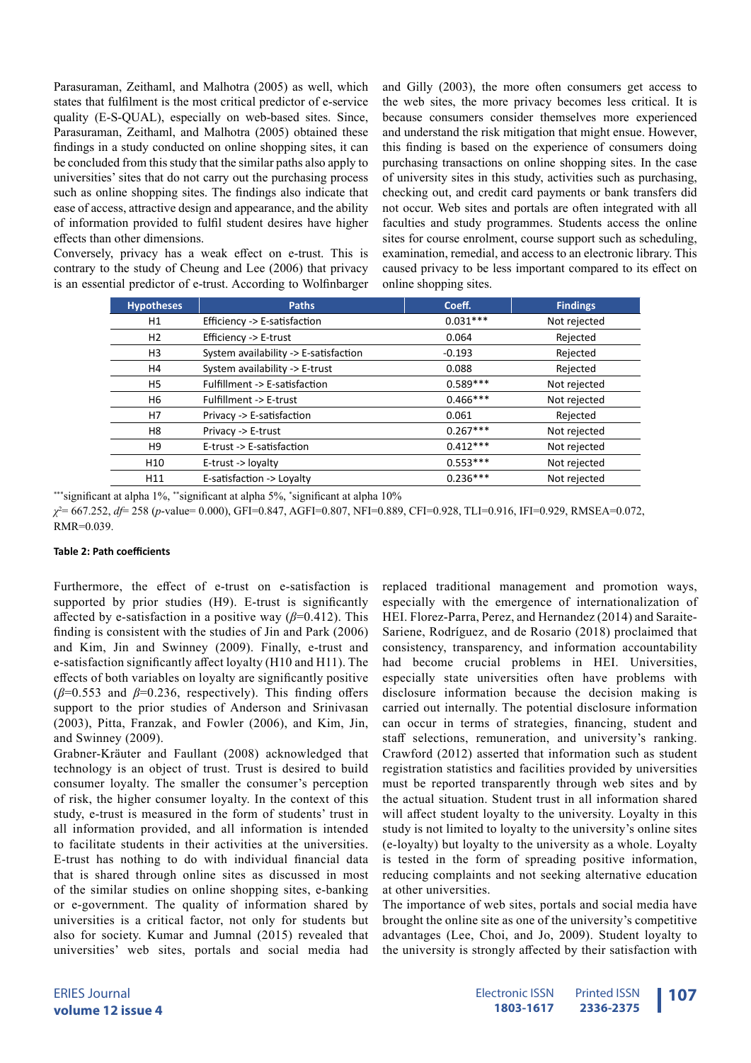Parasuraman, Zeithaml, and Malhotra (2005) as well, which states that fulfilment is the most critical predictor of e-service quality (E-S-QUAL), especially on web-based sites. Since, Parasuraman, Zeithaml, and Malhotra (2005) obtained these findings in a study conducted on online shopping sites, it can be concluded from this study that the similar paths also apply to universities' sites that do not carry out the purchasing process such as online shopping sites. The findings also indicate that ease of access, attractive design and appearance, and the ability of information provided to fulfil student desires have higher effects than other dimensions.

Conversely, privacy has a weak effect on e-trust. This is contrary to the study of Cheung and Lee (2006) that privacy is an essential predictor of e-trust. According to Wolfinbarger and Gilly (2003), the more often consumers get access to the web sites, the more privacy becomes less critical. It is because consumers consider themselves more experienced and understand the risk mitigation that might ensue. However, this finding is based on the experience of consumers doing purchasing transactions on online shopping sites. In the case of university sites in this study, activities such as purchasing, checking out, and credit card payments or bank transfers did not occur. Web sites and portals are often integrated with all faculties and study programmes. Students access the online sites for course enrolment, course support such as scheduling, examination, remedial, and access to an electronic library. This caused privacy to be less important compared to its effect on online shopping sites.

| Hypotheses | Paths | Coeff. | Findings |
|---|---|---|---|
| H1 | Efficiency -> E-satisfaction | 0.031*** | Not rejected |
| H2 | Efficiency -> E-trust | 0.064 | Rejected |
| H3 | System availability -> E-satisfaction | -0.193 | Rejected |
| H4 | System availability -> E-trust | 0.088 | Rejected |
| H5 | Fulfillment -> E-satisfaction | 0.589*** | Not rejected |
| H6 | Fulfillment -> E-trust | 0.466*** | Not rejected |
| H7 | Privacy -> E-satisfaction | 0.061 | Rejected |
| H8 | Privacy -> E-trust | 0.267*** | Not rejected |
| H9 | E-trust -> E-satisfaction | 0.412*** | Not rejected |
| H10 | E-trust -> loyalty | 0.553*** | Not rejected |
| H11 | E-satisfaction -> Loyalty | 0.236*** | Not rejected |

\*\*\*significant at alpha 1%, \*\*significant at alpha 5%, \*significant at alpha 10%

$\chi^2$= 667.252, *df*= 258 (*p*-value= 0.000), GFI=0.847, AGFI=0.807, NFI=0.889, CFI=0.928, TLI=0.916, IFI=0.929, RMSEA=0.072, RMR=0.039.

**Table 2: Path coefficients**

Furthermore, the effect of e-trust on e-satisfaction is supported by prior studies (H9). E-trust is significantly affected by e-satisfaction in a positive way ($\beta$=0.412). This finding is consistent with the studies of Jin and Park (2006) and Kim, Jin and Swinney (2009). Finally, e-trust and e-satisfaction significantly affect loyalty (H10 and H11). The effects of both variables on loyalty are significantly positive ($\beta$=0.553 and $\beta$=0.236, respectively). This finding offers support to the prior studies of Anderson and Srinivasan (2003), Pitta, Franzak, and Fowler (2006), and Kim, Jin, and Swinney (2009).

Grabner-Kräuter and Faullant (2008) acknowledged that technology is an object of trust. Trust is desired to build consumer loyalty. The smaller the consumer's perception of risk, the higher consumer loyalty. In the context of this study, e-trust is measured in the form of students' trust in all information provided, and all information is intended to facilitate students in their activities at the universities. E-trust has nothing to do with individual financial data that is shared through online sites as discussed in most of the similar studies on online shopping sites, e-banking or e-government. The quality of information shared by universities is a critical factor, not only for students but also for society. Kumar and Jumnal (2015) revealed that universities' web sites, portals and social media had replaced traditional management and promotion ways, especially with the emergence of internationalization of HEI. Florez-Parra, Perez, and Hernandez (2014) and Saraite-Sariene, Rodríguez, and de Rosario (2018) proclaimed that consistency, transparency, and information accountability had become crucial problems in HEI. Universities, especially state universities often have problems with disclosure information because the decision making is carried out internally. The potential disclosure information can occur in terms of strategies, financing, student and staff selections, remuneration, and university's ranking. Crawford (2012) asserted that information such as student registration statistics and facilities provided by universities must be reported transparently through web sites and by the actual situation. Student trust in all information shared will affect student loyalty to the university. Loyalty in this study is not limited to loyalty to the university's online sites (e-loyalty) but loyalty to the university as a whole. Loyalty is tested in the form of spreading positive information, reducing complaints and not seeking alternative education at other universities.

The importance of web sites, portals and social media have brought the online site as one of the university's competitive advantages (Lee, Choi, and Jo, 2009). Student loyalty to the university is strongly affected by their satisfaction with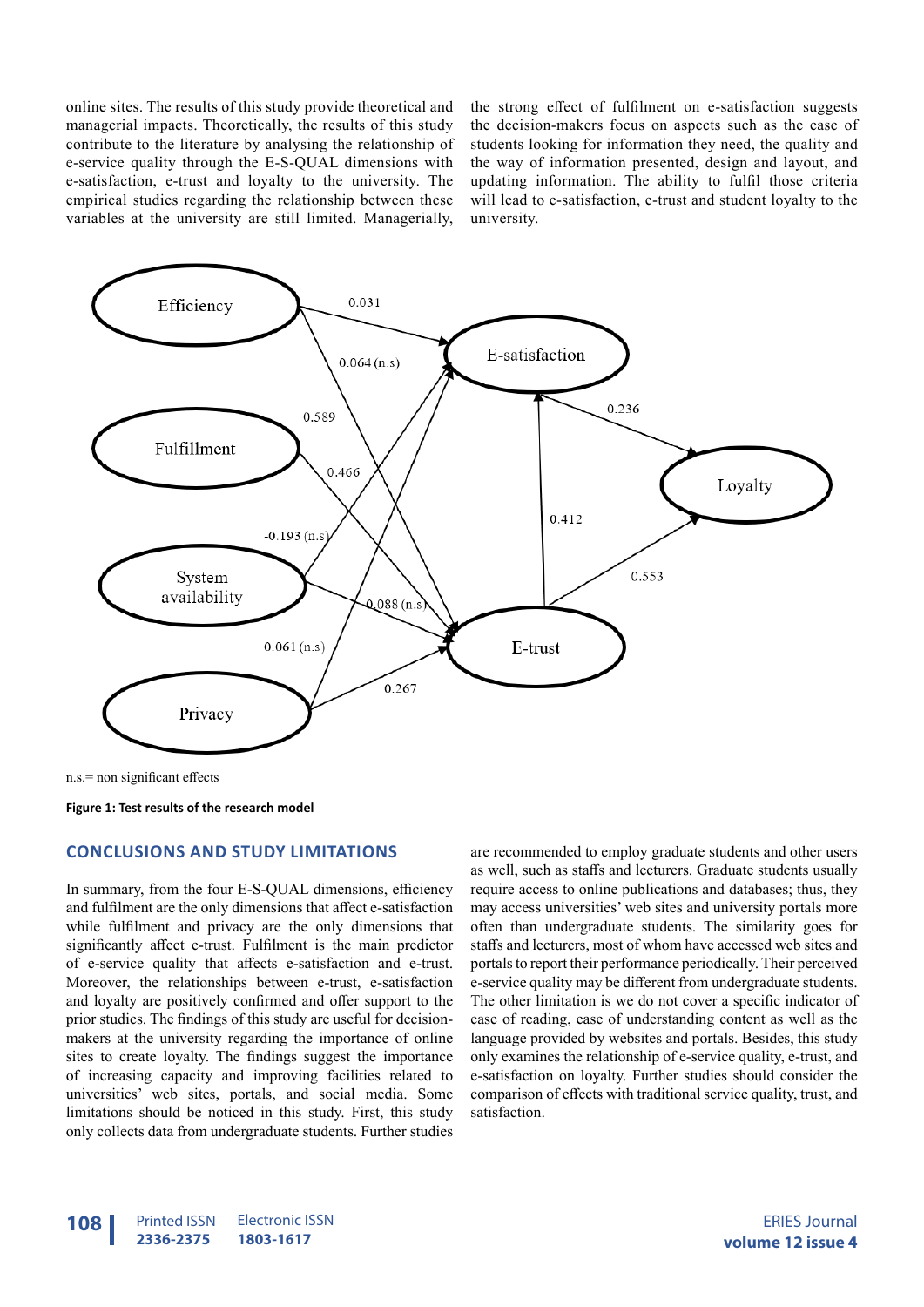online sites. The results of this study provide theoretical and managerial impacts. Theoretically, the results of this study contribute to the literature by analysing the relationship of e-service quality through the E-S-QUAL dimensions with e-satisfaction, e-trust and loyalty to the university. The empirical studies regarding the relationship between these variables at the university are still limited. Managerially, the strong effect of fulfilment on e-satisfaction suggests the decision-makers focus on aspects such as the ease of students looking for information they need, the quality and the way of information presented, design and layout, and updating information. The ability to fulfil those criteria will lead to e-satisfaction, e-trust and student loyalty to the university.

n.s.= non significant effects

**Figure 1: Test results of the research model**

## CONCLUSIONS AND STUDY LIMITATIONS

In summary, from the four E-S-QUAL dimensions, efficiency and fulfilment are the only dimensions that affect e-satisfaction while fulfilment and privacy are the only dimensions that significantly affect e-trust. Fulfilment is the main predictor of e-service quality that affects e-satisfaction and e-trust. Moreover, the relationships between e-trust, e-satisfaction and loyalty are positively confirmed and offer support to the prior studies. The findings of this study are useful for decision-makers at the university regarding the importance of online sites to create loyalty. The findings suggest the importance of increasing capacity and improving facilities related to universities' web sites, portals, and social media. Some limitations should be noticed in this study. First, this study only collects data from undergraduate students. Further studies are recommended to employ graduate students and other users as well, such as staffs and lecturers. Graduate students usually require access to online publications and databases; thus, they may access universities' web sites and university portals more often than undergraduate students. The similarity goes for staffs and lecturers, most of whom have accessed web sites and portals to report their performance periodically. Their perceived e-service quality may be different from undergraduate students. The other limitation is we do not cover a specific indicator of ease of reading, ease of understanding content as well as the language provided by websites and portals. Besides, this study only examines the relationship of e-service quality, e-trust, and e-satisfaction on loyalty. Further studies should consider the comparison of effects with traditional service quality, trust, and satisfaction.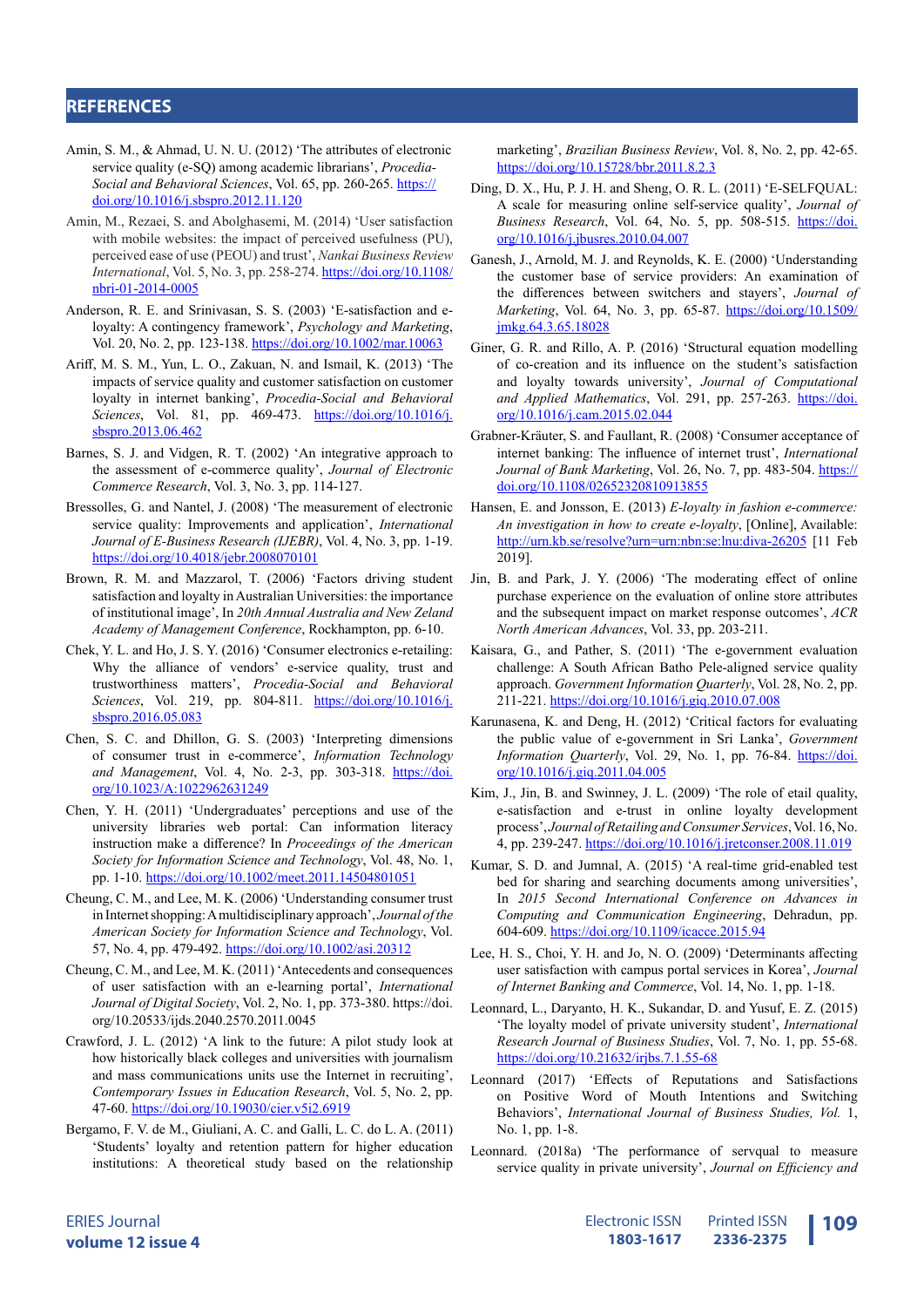## REFERENCES

Amin, S. M., & Ahmad, U. N. U. (2012) 'The attributes of electronic service quality (e-SQ) among academic librarians', *Procedia-Social and Behavioral Sciences*, Vol. 65, pp. 260-265. https://doi.org/10.1016/j.sbspro.2012.11.120

Amin, M., Rezaei, S. and Abolghasemi, M. (2014) 'User satisfaction with mobile websites: the impact of perceived usefulness (PU), perceived ease of use (PEOU) and trust', *Nankai Business Review International*, Vol. 5, No. 3, pp. 258-274. https://doi.org/10.1108/nbri-01-2014-0005

Anderson, R. E. and Srinivasan, S. S. (2003) 'E-satisfaction and e-loyalty: A contingency framework', *Psychology and Marketing*, Vol. 20, No. 2, pp. 123-138. https://doi.org/10.1002/mar.10063

Ariff, M. S. M., Yun, L. O., Zakuan, N. and Ismail, K. (2013) 'The impacts of service quality and customer satisfaction on customer loyalty in internet banking', *Procedia-Social and Behavioral Sciences*, Vol. 81, pp. 469-473. https://doi.org/10.1016/j.sbspro.2013.06.462

Barnes, S. J. and Vidgen, R. T. (2002) 'An integrative approach to the assessment of e-commerce quality', *Journal of Electronic Commerce Research*, Vol. 3, No. 3, pp. 114-127.

Bressolles, G. and Nantel, J. (2008) 'The measurement of electronic service quality: Improvements and application', *International Journal of E-Business Research (IJEBR)*, Vol. 4, No. 3, pp. 1-19. https://doi.org/10.4018/jebr.2008070101

Brown, R. M. and Mazzarol, T. (2006) 'Factors driving student satisfaction and loyalty in Australian Universities: the importance of institutional image', In *20th Annual Australia and New Zeland Academy of Management Conference*, Rockhampton, pp. 6-10.

Chek, Y. L. and Ho, J. S. Y. (2016) 'Consumer electronics e-retailing: Why the alliance of vendors' e-service quality, trust and trustworthiness matters', *Procedia-Social and Behavioral Sciences*, Vol. 219, pp. 804-811. https://doi.org/10.1016/j.sbspro.2016.05.083

Chen, S. C. and Dhillon, G. S. (2003) 'Interpreting dimensions of consumer trust in e-commerce', *Information Technology and Management*, Vol. 4, No. 2-3, pp. 303-318. https://doi.org/10.1023/A:1022962631249

Chen, Y. H. (2011) 'Undergraduates' perceptions and use of the university libraries web portal: Can information literacy instruction make a difference? In *Proceedings of the American Society for Information Science and Technology*, Vol. 48, No. 1, pp. 1-10. https://doi.org/10.1002/meet.2011.14504801051

Cheung, C. M., and Lee, M. K. (2006) 'Understanding consumer trust in Internet shopping: A multidisciplinary approach', *Journal of the American Society for Information Science and Technology*, Vol. 57, No. 4, pp. 479-492. https://doi.org/10.1002/asi.20312

Cheung, C. M., and Lee, M. K. (2011) 'Antecedents and consequences of user satisfaction with an e-learning portal', *International Journal of Digital Society*, Vol. 2, No. 1, pp. 373-380. https://doi.org/10.20533/ijds.2040.2570.2011.0045

Crawford, J. L. (2012) 'A link to the future: A pilot study look at how historically black colleges and universities with journalism and mass communications units use the Internet in recruiting', *Contemporary Issues in Education Research*, Vol. 5, No. 2, pp. 47-60. https://doi.org/10.19030/cier.v5i2.6919

Bergamo, F. V. de M., Giuliani, A. C. and Galli, L. C. do L. A. (2011) 'Students' loyalty and retention pattern for higher education institutions: A theoretical study based on the relationship marketing', *Brazilian Business Review*, Vol. 8, No. 2, pp. 42-65. https://doi.org/10.15728/bbr.2011.8.2.3

Ding, D. X., Hu, P. J. H. and Sheng, O. R. L. (2011) 'E-SELFQUAL: A scale for measuring online self-service quality', *Journal of Business Research*, Vol. 64, No. 5, pp. 508-515. https://doi.org/10.1016/j.jbusres.2010.04.007

Ganesh, J., Arnold, M. J. and Reynolds, K. E. (2000) 'Understanding the customer base of service providers: An examination of the differences between switchers and stayers', *Journal of Marketing*, Vol. 64, No. 3, pp. 65-87. https://doi.org/10.1509/jmkg.64.3.65.18028

Giner, G. R. and Rillo, A. P. (2016) 'Structural equation modelling of co-creation and its influence on the student's satisfaction and loyalty towards university', *Journal of Computational and Applied Mathematics*, Vol. 291, pp. 257-263. https://doi.org/10.1016/j.cam.2015.02.044

Grabner-Kräuter, S. and Faullant, R. (2008) 'Consumer acceptance of internet banking: The influence of internet trust', *International Journal of Bank Marketing*, Vol. 26, No. 7, pp. 483-504. https://doi.org/10.1108/02652320810913855

Hansen, E. and Jonsson, E. (2013) *E-loyalty in fashion e-commerce: An investigation in how to create e-loyalty*, [Online], Available: http://urn.kb.se/resolve?urn=urn:nbn:se:lnu:diva-26205 [11 Feb 2019].

Jin, B. and Park, J. Y. (2006) 'The moderating effect of online purchase experience on the evaluation of online store attributes and the subsequent impact on market response outcomes', *ACR North American Advances*, Vol. 33, pp. 203-211.

Kaisara, G., and Pather, S. (2011) 'The e-government evaluation challenge: A South African Batho Pele-aligned service quality approach. *Government Information Quarterly*, Vol. 28, No. 2, pp. 211-221. https://doi.org/10.1016/j.giq.2010.07.008

Karunasena, K. and Deng, H. (2012) 'Critical factors for evaluating the public value of e-government in Sri Lanka', *Government Information Quarterly*, Vol. 29, No. 1, pp. 76-84. https://doi.org/10.1016/j.giq.2011.04.005

Kim, J., Jin, B. and Swinney, J. L. (2009) 'The role of etail quality, e-satisfaction and e-trust in online loyalty development process', *Journal of Retailing and Consumer Services*, Vol. 16, No. 4, pp. 239-247. https://doi.org/10.1016/j.jretconser.2008.11.019

Kumar, S. D. and Jumnal, A. (2015) 'A real-time grid-enabled test bed for sharing and searching documents among universities', In *2015 Second International Conference on Advances in Computing and Communication Engineering*, Dehradun, pp. 604-609. https://doi.org/10.1109/icacce.2015.94

Lee, H. S., Choi, Y. H. and Jo, N. O. (2009) 'Determinants affecting user satisfaction with campus portal services in Korea', *Journal of Internet Banking and Commerce*, Vol. 14, No. 1, pp. 1-18.

Leonnard, L., Daryanto, H. K., Sukandar, D. and Yusuf, E. Z. (2015) 'The loyalty model of private university student', *International Research Journal of Business Studies*, Vol. 7, No. 1, pp. 55-68. https://doi.org/10.21632/irjbs.7.1.55-68

Leonnard (2017) 'Effects of Reputations and Satisfactions on Positive Word of Mouth Intentions and Switching Behaviors', *International Journal of Business Studies, Vol.* 1, No. 1, pp. 1-8.

Leonnard. (2018a) 'The performance of servqual to measure service quality in private university', *Journal on Efficiency and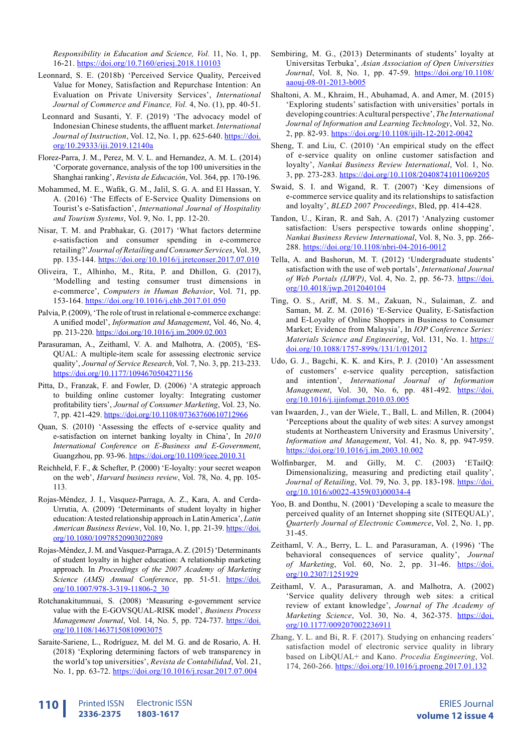*Responsibility in Education and Science, Vol.* 11, No. 1, pp. 16-21. https://doi.org/10.7160/eriesj.2018.110103

Leonnard, S. E. (2018b) 'Perceived Service Quality, Perceived Value for Money, Satisfaction and Repurchase Intention: An Evaluation on Private University Services', *International Journal of Commerce and Finance, Vol.* 4, No. (1), pp. 40-51.

Leonnard and Susanti, Y. F. (2019) 'The advocacy model of Indonesian Chinese students, the affluent market. *International Journal of Instruction*, Vol. 12, No. 1, pp. 625-640. https://doi.org/10.29333/iji.2019.12140a

Florez-Parra, J. M., Perez, M. V. L. and Hernandez, A. M. L. (2014) 'Corporate governance, analysis of the top 100 universities in the Shanghai ranking', *Revista de Educación*, Vol. 364, pp. 170-196.

Mohammed, M. E., Wafik, G. M., Jalil, S. G. A. and El Hassan, Y. A. (2016) 'The Effects of E-Service Quality Dimensions on Tourist's e-Satisfaction', *International Journal of Hospitality and Tourism Systems*, Vol. 9, No. 1, pp. 12-20.

Nisar, T. M. and Prabhakar, G. (2017) 'What factors determine e-satisfaction and consumer spending in e-commerce retailing?' *Journal of Retailing and Consumer Services*, Vol. 39, pp. 135-144. https://doi.org/10.1016/j.jretconser.2017.07.010

Oliveira, T., Alhinho, M., Rita, P. and Dhillon, G. (2017), 'Modelling and testing consumer trust dimensions in e-commerce', *Computers in Human Behavior*, Vol. 71, pp. 153-164. https://doi.org/10.1016/j.chb.2017.01.050

Palvia, P. (2009), 'The role of trust in relational e-commerce exchange: A unified model', *Information and Management*, Vol. 46, No. 4, pp. 213-220. https://doi.org/10.1016/j.im.2009.02.003

Parasuraman, A., Zeithaml, V. A. and Malhotra, A. (2005), 'ES-QUAL: A multiple-item scale for assessing electronic service quality', *Journal of Service Research*, Vol. 7, No. 3, pp. 213-233. https://doi.org/10.1177/1094670504271156

Pitta, D., Franzak, F. and Fowler, D. (2006) 'A strategic approach to building online customer loyalty: Integrating customer profitability tiers', *Journal of Consumer Marketing*, Vol. 23, No. 7, pp. 421-429. https://doi.org/10.1108/07363760610712966

Quan, S. (2010) 'Assessing the effects of e-service quality and e-satisfaction on internet banking loyalty in China', In *2010 International Conference on E-Business and E-Government*, Guangzhou, pp. 93-96. https://doi.org/10.1109/icee.2010.31

Reichheld, F. F., & Schefter, P. (2000) 'E-loyalty: your secret weapon on the web', *Harvard business review*, Vol. 78, No. 4, pp. 105-113.

Rojas-Méndez, J. I., Vasquez-Parraga, A. Z., Kara, A. and Cerda-Urrutia, A. (2009) 'Determinants of student loyalty in higher education: A tested relationship approach in Latin America', *Latin American Business Review*, Vol. 10, No. 1, pp. 21-39. https://doi.org/10.1080/10978520903022089

Rojas-Méndez, J. M. and Vasquez-Parraga, A. Z. (2015) 'Determinants of student loyalty in higher education: A relationship marketing approach. In *Proceedings of the 2007 Academy of Marketing Science (AMS) Annual Conference*, pp. 51-51. https://doi.org/10.1007/978-3-319-11806-2_30

Rotchanakitumnuai, S. (2008) 'Measuring e-government service value with the E-GOVSQUAL-RISK model', *Business Process Management Journal*, Vol. 14, No. 5, pp. 724-737. https://doi.org/10.1108/14637150810903075

Saraite-Sariene, L., Rodríguez, M. del M. G. and de Rosario, A. H. (2018) 'Exploring determining factors of web transparency in the world's top universities', *Revista de Contabilidad*, Vol. 21, No. 1, pp. 63-72. https://doi.org/10.1016/j.rcsar.2017.07.004

Sembiring, M. G., (2013) Determinants of students' loyalty at Universitas Terbuka', *Asian Association of Open Universities Journal*, Vol. 8, No. 1, pp. 47-59. https://doi.org/10.1108/aaouj-08-01-2013-b005

Shaltoni, A. M., Khraim, H., Abuhamad, A. and Amer, M. (2015) 'Exploring students' satisfaction with universities' portals in developing countries: A cultural perspective', *The International Journal of Information and Learning Technology*, Vol. 32, No. 2, pp. 82-93. https://doi.org/10.1108/ijilt-12-2012-0042

Sheng, T. and Liu, C. (2010) 'An empirical study on the effect of e-service quality on online customer satisfaction and loyalty', *Nankai Business Review International*, Vol. 1, No. 3, pp. 273-283. https://doi.org/10.1108/20408741011069205

Swaid, S. I. and Wigand, R. T. (2007) 'Key dimensions of e-commerce service quality and its relationships to satisfaction and loyalty', *BLED 2007 Proceedings*, Bled, pp. 414-428.

Tandon, U., Kiran, R. and Sah, A. (2017) 'Analyzing customer satisfaction: Users perspective towards online shopping', *Nankai Business Review International*, Vol. 8, No. 3, pp. 266-288. https://doi.org/10.1108/nbri-04-2016-0012

Tella, A. and Bashorun, M. T. (2012) 'Undergraduate students' satisfaction with the use of web portals', *International Journal of Web Portals (IJWP)*, Vol. 4, No. 2, pp. 56-73. https://doi.org/10.4018/jwp.2012040104

Ting, O. S., Ariff, M. S. M., Zakuan, N., Sulaiman, Z. and Saman, M. Z. M. (2016) 'E-Service Quality, E-Satisfaction and E-Loyalty of Online Shoppers in Business to Consumer Market; Evidence from Malaysia', In *IOP Conference Series: Materials Science and Engineering*, Vol. 131, No. 1. https://doi.org/10.1088/1757-899x/131/1/012012

Udo, G. J., Bagchi, K. K. and Kirs, P. J. (2010) 'An assessment of customers' e-service quality perception, satisfaction and intention', *International Journal of Information Management*, Vol. 30, No. 6, pp. 481-492. https://doi.org/10.1016/j.ijinfomgt.2010.03.005

van Iwaarden, J., van der Wiele, T., Ball, L. and Millen, R. (2004) 'Perceptions about the quality of web sites: A survey amongst students at Northeastern University and Erasmus University', *Information and Management*, Vol. 41, No. 8, pp. 947-959. https://doi.org/10.1016/j.im.2003.10.002

Wolfinbarger, M. and Gilly, M. C. (2003) 'ETailQ: Dimensionalizing, measuring and predicting etail quality', *Journal of Retailing*, Vol. 79, No. 3, pp. 183-198. https://doi.org/10.1016/s0022-4359(03)00034-4

Yoo, B. and Donthu, N. (2001) 'Developing a scale to measure the perceived quality of an Internet shopping site (SITEQUAL)', *Quarterly Journal of Electronic Commerce*, Vol. 2, No. 1, pp. 31-45.

Zeithaml, V. A., Berry, L. L. and Parasuraman, A. (1996) 'The behavioral consequences of service quality', *Journal of Marketing*, Vol. 60, No. 2, pp. 31-46. https://doi.org/10.2307/1251929

Zeithaml, V. A., Parasuraman, A. and Malhotra, A. (2002) 'Service quality delivery through web sites: a critical review of extant knowledge', *Journal of The Academy of Marketing Science*, Vol. 30, No. 4, 362-375. https://doi.org/10.1177/009207002236911

Zhang, Y. L. and Bi, R. F. (2017). Studying on enhancing readers' satisfaction model of electronic service quality in library based on LibQUAL+ and Kano. *Procedia Engineering*, Vol. 174, 260-266. https://doi.org/10.1016/j.proeng.2017.01.132